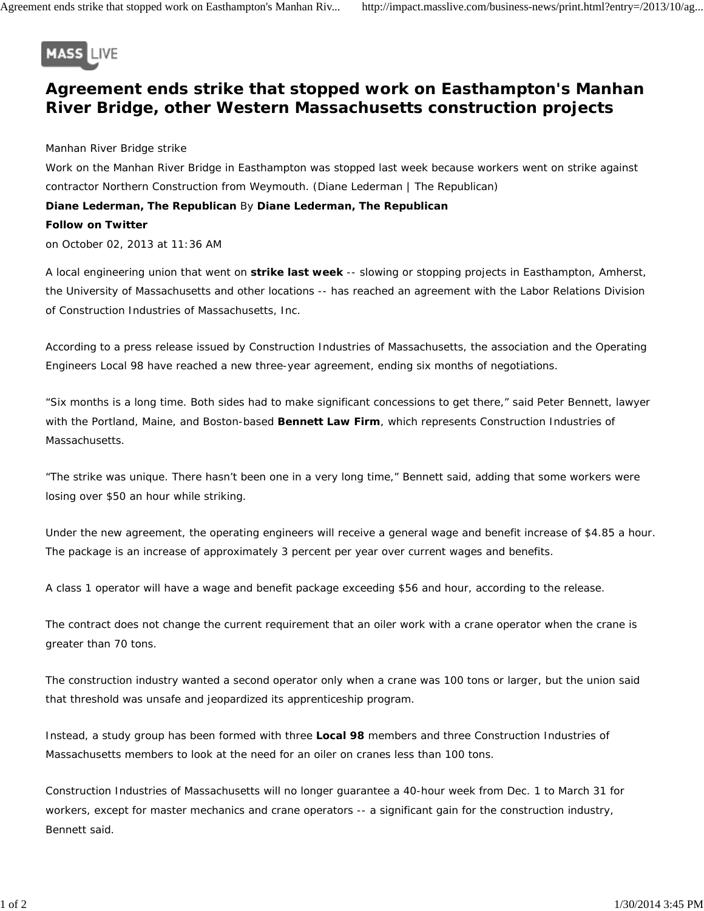MASS LIVE

# Agreement ends strike that stopped work on Easthampton's Manhan River Bridge, other Western Massachusetts construction projects

Manhan River Bridge strike
Work on the Manhan River Bridge in Easthampton was stopped last week because workers went on strike against contractor Northern Construction from Weymouth. (Diane Lederman | The Republican)
**Diane Lederman, The Republican** By **Diane Lederman, The Republican**
**Follow on Twitter**
on October 02, 2013 at 11:36 AM

A local engineering union that went on **strike last week** -- slowing or stopping projects in Easthampton, Amherst, the University of Massachusetts and other locations -- has reached an agreement with the Labor Relations Division of Construction Industries of Massachusetts, Inc.

According to a press release issued by Construction Industries of Massachusetts, the association and the Operating Engineers Local 98 have reached a new three-year agreement, ending six months of negotiations.

“Six months is a long time. Both sides had to make significant concessions to get there,” said Peter Bennett, lawyer with the Portland, Maine, and Boston-based **Bennett Law Firm**, which represents Construction Industries of Massachusetts.

“The strike was unique. There hasn’t been one in a very long time,” Bennett said, adding that some workers were losing over $50 an hour while striking.

Under the new agreement, the operating engineers will receive a general wage and benefit increase of $4.85 a hour. The package is an increase of approximately 3 percent per year over current wages and benefits.

A class 1 operator will have a wage and benefit package exceeding $56 and hour, according to the release.

The contract does not change the current requirement that an oiler work with a crane operator when the crane is greater than 70 tons.

The construction industry wanted a second operator only when a crane was 100 tons or larger, but the union said that threshold was unsafe and jeopardized its apprenticeship program.

Instead, a study group has been formed with three **Local 98** members and three Construction Industries of Massachusetts members to look at the need for an oiler on cranes less than 100 tons.

Construction Industries of Massachusetts will no longer guarantee a 40-hour week from Dec. 1 to March 31 for workers, except for master mechanics and crane operators -- a significant gain for the construction industry, Bennett said.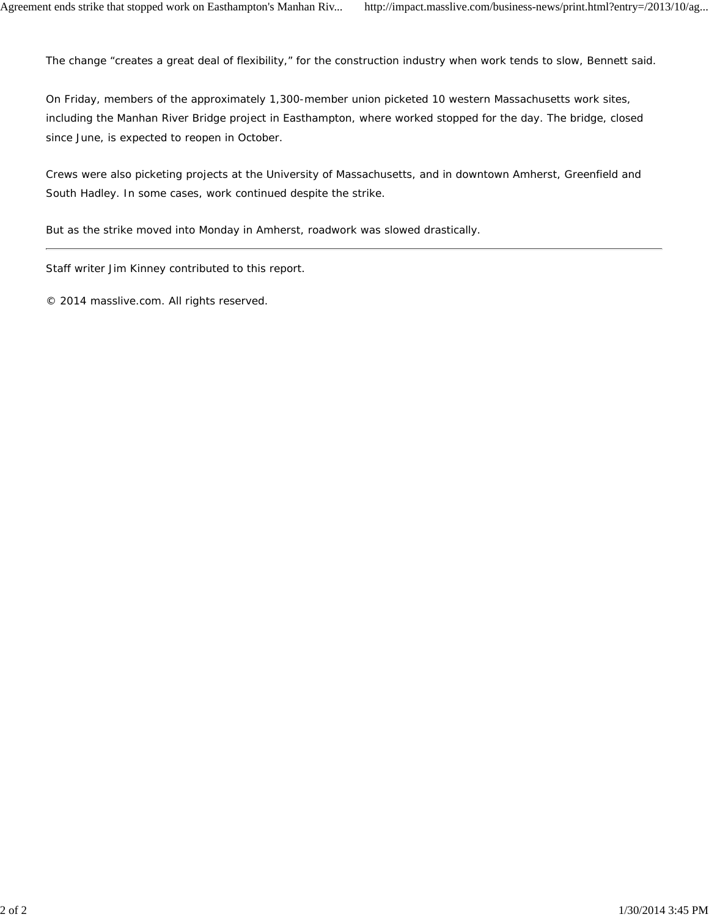The change “creates a great deal of flexibility,” for the construction industry when work tends to slow, Bennett said.

On Friday, members of the approximately 1,300-member union picketed 10 western Massachusetts work sites, including the Manhan River Bridge project in Easthampton, where worked stopped for the day. The bridge, closed since June, is expected to reopen in October.

Crews were also picketing projects at the University of Massachusetts, and in downtown Amherst, Greenfield and South Hadley. In some cases, work continued despite the strike.

But as the strike moved into Monday in Amherst, roadwork was slowed drastically.

---

Staff writer Jim Kinney contributed to this report.

© 2014 masslive.com. All rights reserved.